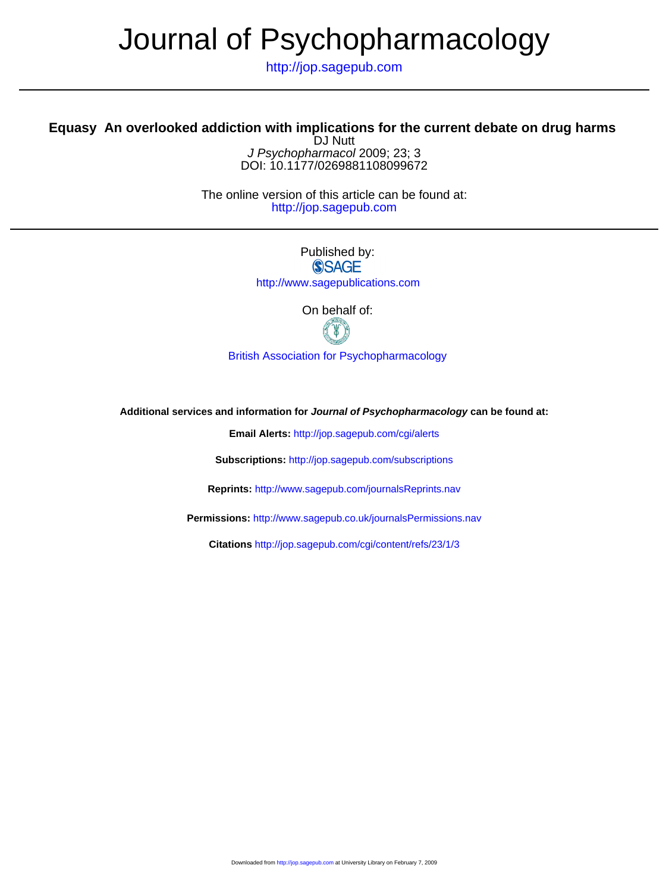# Journal of Psychopharmacology

http://jop.sagepub.com

## Equasy An overlooked addiction with implications for the current debate on drug harms

DJ Nutt

*J Psychopharmacol* 2009; 23; 3

DOI: 10.1177/0269881108099672

The online version of this article can be found at:

http://jop.sagepub.com

Published by:

SAGE

http://www.sagepublications.com

On behalf of:

British Association for Psychopharmacology

**Additional services and information for *Journal of Psychopharmacology* can be found at:**

**Email Alerts:** http://jop.sagepub.com/cgi/alerts

**Subscriptions:** http://jop.sagepub.com/subscriptions

**Reprints:** http://www.sagepub.com/journalsReprints.nav

**Permissions:** http://www.sagepub.co.uk/journalsPermissions.nav

**Citations** http://jop.sagepub.com/cgi/content/refs/23/1/3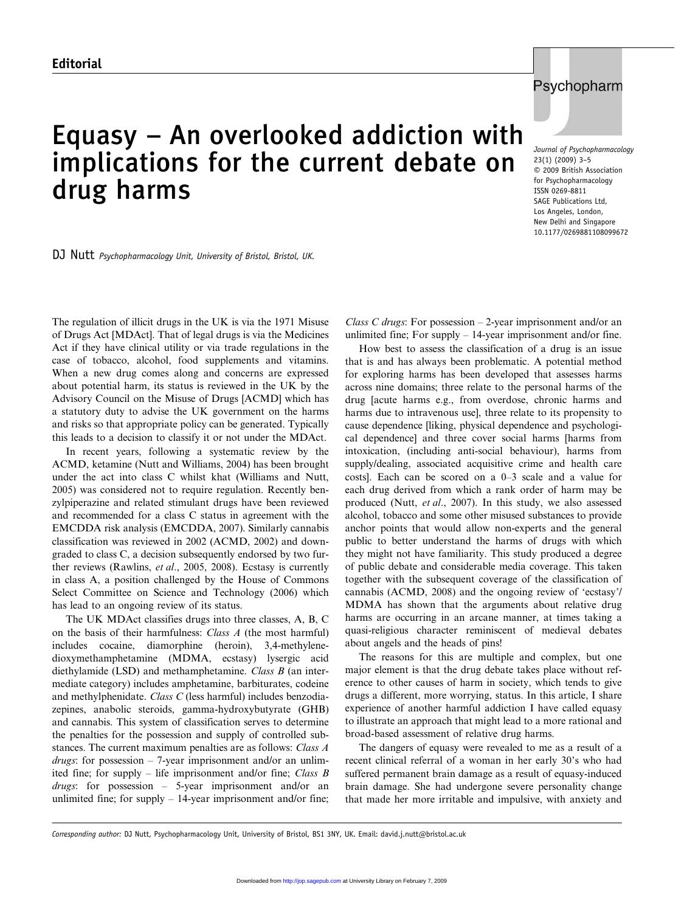Editorial

# Equasy – An overlooked addiction with implications for the current debate on drug harms

DJ Nutt *Psychopharmacology Unit, University of Bristol, Bristol, UK.*

The regulation of illicit drugs in the UK is via the 1971 Misuse of Drugs Act [MDAct]. That of legal drugs is via the Medicines Act if they have clinical utility or via trade regulations in the case of tobacco, alcohol, food supplements and vitamins. When a new drug comes along and concerns are expressed about potential harm, its status is reviewed in the UK by the Advisory Council on the Misuse of Drugs [ACMD] which has a statutory duty to advise the UK government on the harms and risks so that appropriate policy can be generated. Typically this leads to a decision to classify it or not under the MDAct.

In recent years, following a systematic review by the ACMD, ketamine (Nutt and Williams, 2004) has been brought under the act into class C whilst khat (Williams and Nutt, 2005) was considered not to require regulation. Recently benzylpiperazine and related stimulant drugs have been reviewed and recommended for a class C status in agreement with the EMCDDA risk analysis (EMCDDA, 2007). Similarly cannabis classification was reviewed in 2002 (ACMD, 2002) and downgraded to class C, a decision subsequently endorsed by two further reviews (Rawlins, *et al*., 2005, 2008). Ecstasy is currently in class A, a position challenged by the House of Commons Select Committee on Science and Technology (2006) which has lead to an ongoing review of its status.

The UK MDAct classifies drugs into three classes, A, B, C on the basis of their harmfulness: *Class A* (the most harmful) includes cocaine, diamorphine (heroin), 3,4-methylenedioxymethamphetamine (MDMA, ecstasy) lysergic acid diethylamide (LSD) and methamphetamine. *Class B* (an intermediate category) includes amphetamine, barbiturates, codeine and methylphenidate. *Class C* (less harmful) includes benzodiazepines, anabolic steroids, gamma-hydroxybutyrate (GHB) and cannabis. This system of classification serves to determine the penalties for the possession and supply of controlled substances. The current maximum penalties are as follows: *Class A drugs*: for possession – 7-year imprisonment and/or an unlimited fine; for supply – life imprisonment and/or fine; *Class B drugs*: for possession – 5-year imprisonment and/or an unlimited fine; for supply – 14-year imprisonment and/or fine; *Class C drugs*: For possession – 2-year imprisonment and/or an unlimited fine; For supply – 14-year imprisonment and/or fine.

How best to assess the classification of a drug is an issue that is and has always been problematic. A potential method for exploring harms has been developed that assesses harms across nine domains; three relate to the personal harms of the drug [acute harms e.g., from overdose, chronic harms and harms due to intravenous use], three relate to its propensity to cause dependence [liking, physical dependence and psychological dependence] and three cover social harms [harms from intoxication, (including anti-social behaviour), harms from supply/dealing, associated acquisitive crime and health care costs]. Each can be scored on a 0–3 scale and a value for each drug derived from which a rank order of harm may be produced (Nutt, *et al*., 2007). In this study, we also assessed alcohol, tobacco and some other misused substances to provide anchor points that would allow non-experts and the general public to better understand the harms of drugs with which they might not have familiarity. This study produced a degree of public debate and considerable media coverage. This taken together with the subsequent coverage of the classification of cannabis (ACMD, 2008) and the ongoing review of 'ecstasy'/MDMA has shown that the arguments about relative drug harms are occurring in an arcane manner, at times taking a quasi-religious character reminiscent of medieval debates about angels and the heads of pins!

The reasons for this are multiple and complex, but one major element is that the drug debate takes place without reference to other causes of harm in society, which tends to give drugs a different, more worrying, status. In this article, I share experience of another harmful addiction I have called equasy to illustrate an approach that might lead to a more rational and broad-based assessment of relative drug harms.

The dangers of equasy were revealed to me as a result of a recent clinical referral of a woman in her early 30's who had suffered permanent brain damage as a result of equasy-induced brain damage. She had undergone severe personality change that made her more irritable and impulsive, with anxiety and

*Corresponding author:* DJ Nutt, Psychopharmacology Unit, University of Bristol, BS1 3NY, UK. Email: david.j.nutt@bristol.ac.uk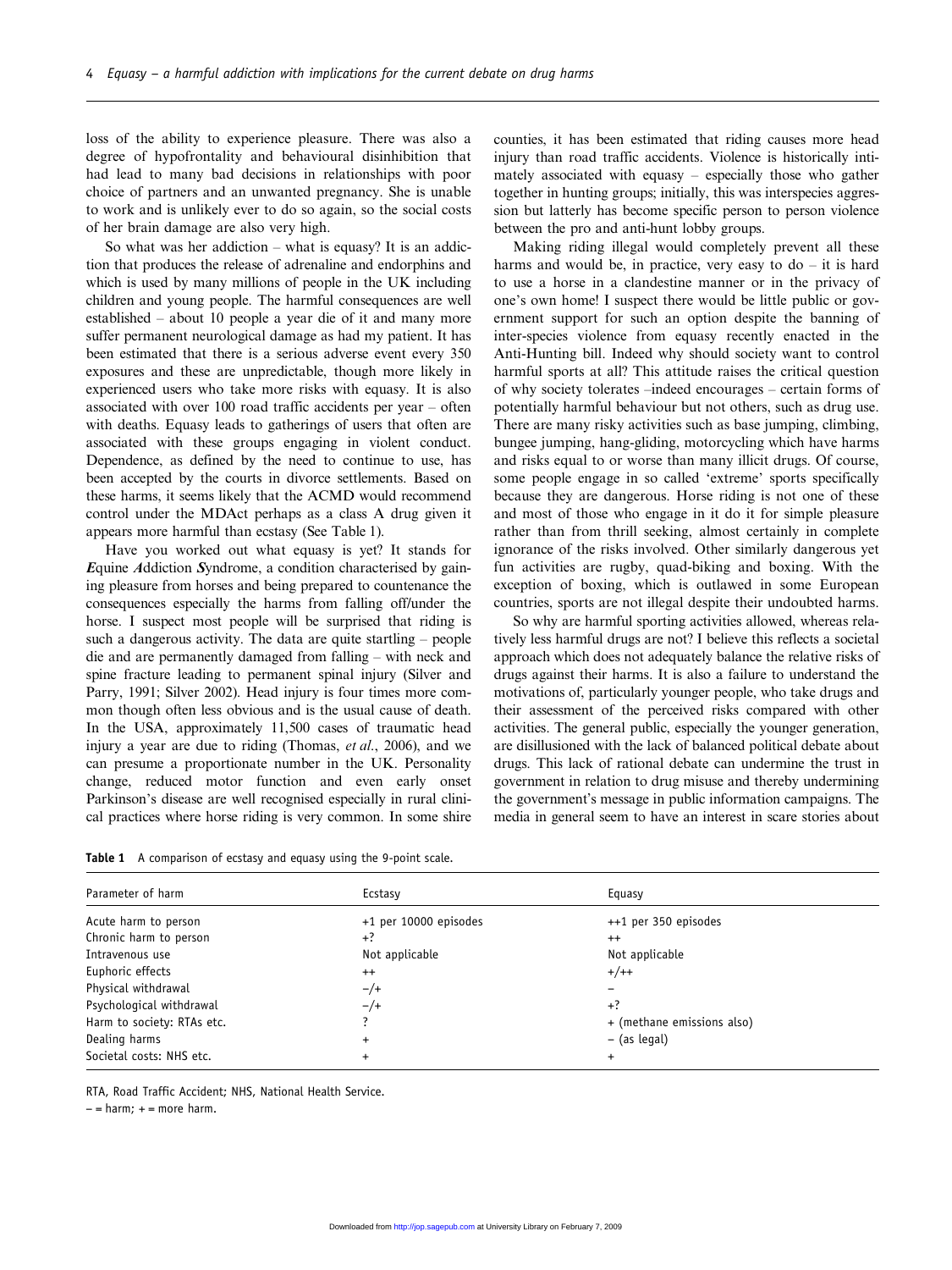loss of the ability to experience pleasure. There was also a degree of hypofrontality and behavioural disinhibition that had lead to many bad decisions in relationships with poor choice of partners and an unwanted pregnancy. She is unable to work and is unlikely ever to do so again, so the social costs of her brain damage are also very high.

So what was her addiction – what is equasy? It is an addiction that produces the release of adrenaline and endorphins and which is used by many millions of people in the UK including children and young people. The harmful consequences are well established – about 10 people a year die of it and many more suffer permanent neurological damage as had my patient. It has been estimated that there is a serious adverse event every 350 exposures and these are unpredictable, though more likely in experienced users who take more risks with equasy. It is also associated with over 100 road traffic accidents per year – often with deaths. Equasy leads to gatherings of users that often are associated with these groups engaging in violent conduct. Dependence, as defined by the need to continue to use, has been accepted by the courts in divorce settlements. Based on these harms, it seems likely that the ACMD would recommend control under the MDAct perhaps as a class A drug given it appears more harmful than ecstasy (See Table 1).

Have you worked out what equasy is yet? It stands for ***E****quine* ***A****ddiction* ***S****yndrome*, a condition characterised by gaining pleasure from horses and being prepared to countenance the consequences especially the harms from falling off/under the horse. I suspect most people will be surprised that riding is such a dangerous activity. The data are quite startling – people die and are permanently damaged from falling – with neck and spine fracture leading to permanent spinal injury (Silver and Parry, 1991; Silver 2002). Head injury is four times more common though often less obvious and is the usual cause of death. In the USA, approximately 11,500 cases of traumatic head injury a year are due to riding (Thomas, *et al.*, 2006), and we can presume a proportionate number in the UK. Personality change, reduced motor function and even early onset Parkinson's disease are well recognised especially in rural clinical practices where horse riding is very common. In some shire counties, it has been estimated that riding causes more head injury than road traffic accidents. Violence is historically intimately associated with equasy – especially those who gather together in hunting groups; initially, this was interspecies aggression but latterly has become specific person to person violence between the pro and anti-hunt lobby groups.

Making riding illegal would completely prevent all these harms and would be, in practice, very easy to do – it is hard to use a horse in a clandestine manner or in the privacy of one's own home! I suspect there would be little public or government support for such an option despite the banning of inter-species violence from equasy recently enacted in the Anti-Hunting bill. Indeed why should society want to control harmful sports at all? This attitude raises the critical question of why society tolerates –indeed encourages – certain forms of potentially harmful behaviour but not others, such as drug use. There are many risky activities such as base jumping, climbing, bungee jumping, hang-gliding, motorcycling which have harms and risks equal to or worse than many illicit drugs. Of course, some people engage in so called 'extreme' sports specifically because they are dangerous. Horse riding is not one of these and most of those who engage in it do it for simple pleasure rather than from thrill seeking, almost certainly in complete ignorance of the risks involved. Other similarly dangerous yet fun activities are rugby, quad-biking and boxing. With the exception of boxing, which is outlawed in some European countries, sports are not illegal despite their undoubted harms.

So why are harmful sporting activities allowed, whereas relatively less harmful drugs are not? I believe this reflects a societal approach which does not adequately balance the relative risks of drugs against their harms. It is also a failure to understand the motivations of, particularly younger people, who take drugs and their assessment of the perceived risks compared with other activities. The general public, especially the younger generation, are disillusioned with the lack of balanced political debate about drugs. This lack of rational debate can undermine the trust in government in relation to drug misuse and thereby undermining the government's message in public information campaigns. The media in general seem to have an interest in scare stories about

**Table 1** A comparison of ecstasy and equasy using the 9-point scale.

| Parameter of harm | Ecstasy | Equasy |
|---|---|---|
| Acute harm to person | +1 per 10000 episodes | ++1 per 350 episodes |
| Chronic harm to person | +? | ++ |
| Intravenous use | Not applicable | Not applicable |
| Euphoric effects | ++ | +/++ |
| Physical withdrawal | −/+ | − |
| Psychological withdrawal | −/+ | +? |
| Harm to society: RTAs etc. | ? | + (methane emissions also) |
| Dealing harms | + | − (as legal) |
| Societal costs: NHS etc. | + | + |

RTA, Road Traffic Accident; NHS, National Health Service.

− = harm; + = more harm.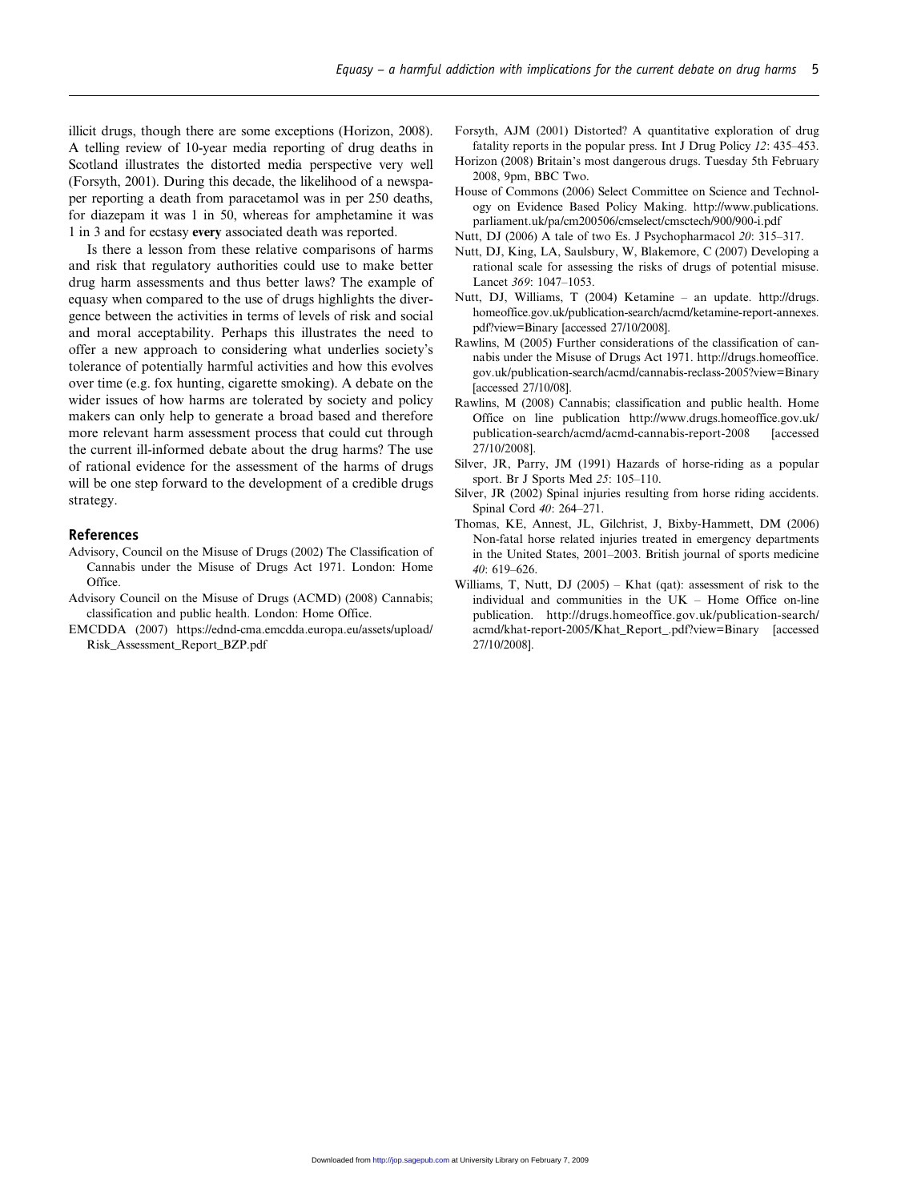illicit drugs, though there are some exceptions (Horizon, 2008). A telling review of 10-year media reporting of drug deaths in Scotland illustrates the distorted media perspective very well (Forsyth, 2001). During this decade, the likelihood of a newspaper reporting a death from paracetamol was in per 250 deaths, for diazepam it was 1 in 50, whereas for amphetamine it was 1 in 3 and for ecstasy **every** associated death was reported.

Is there a lesson from these relative comparisons of harms and risk that regulatory authorities could use to make better drug harm assessments and thus better laws? The example of equasy when compared to the use of drugs highlights the divergence between the activities in terms of levels of risk and social and moral acceptability. Perhaps this illustrates the need to offer a new approach to considering what underlies society's tolerance of potentially harmful activities and how this evolves over time (e.g. fox hunting, cigarette smoking). A debate on the wider issues of how harms are tolerated by society and policy makers can only help to generate a broad based and therefore more relevant harm assessment process that could cut through the current ill-informed debate about the drug harms? The use of rational evidence for the assessment of the harms of drugs will be one step forward to the development of a credible drugs strategy.

## References

Advisory, Council on the Misuse of Drugs (2002) The Classification of Cannabis under the Misuse of Drugs Act 1971. London: Home Office.

Advisory Council on the Misuse of Drugs (ACMD) (2008) Cannabis; classification and public health. London: Home Office.

EMCDDA (2007) https://ednd-cma.emcdda.europa.eu/assets/upload/Risk_Assessment_Report_BZP.pdf

Forsyth, AJM (2001) Distorted? A quantitative exploration of drug fatality reports in the popular press. Int J Drug Policy *12*: 435–453.

Horizon (2008) Britain's most dangerous drugs. Tuesday 5th February 2008, 9pm, BBC Two.

House of Commons (2006) Select Committee on Science and Technology on Evidence Based Policy Making. http://www.publications.parliament.uk/pa/cm200506/cmselect/cmsctech/900/900-i.pdf

Nutt, DJ (2006) A tale of two Es. J Psychopharmacol *20*: 315–317.

Nutt, DJ, King, LA, Saulsbury, W, Blakemore, C (2007) Developing a rational scale for assessing the risks of drugs of potential misuse. Lancet *369*: 1047–1053.

Nutt, DJ, Williams, T (2004) Ketamine – an update. http://drugs.homeoffice.gov.uk/publication-search/acmd/ketamine-report-annexes.pdf?view=Binary [accessed 27/10/2008].

Rawlins, M (2005) Further considerations of the classification of cannabis under the Misuse of Drugs Act 1971. http://drugs.homeoffice.gov.uk/publication-search/acmd/cannabis-reclass-2005?view=Binary [accessed 27/10/08].

Rawlins, M (2008) Cannabis; classification and public health. Home Office on line publication http://www.drugs.homeoffice.gov.uk/publication-search/acmd/acmd-cannabis-report-2008 [accessed 27/10/2008].

Silver, JR, Parry, JM (1991) Hazards of horse-riding as a popular sport. Br J Sports Med *25*: 105–110.

Silver, JR (2002) Spinal injuries resulting from horse riding accidents. Spinal Cord *40*: 264–271.

Thomas, KE, Annest, JL, Gilchrist, J, Bixby-Hammett, DM (2006) Non-fatal horse related injuries treated in emergency departments in the United States, 2001–2003. British journal of sports medicine *40*: 619–626.

Williams, T, Nutt, DJ (2005) – Khat (qat): assessment of risk to the individual and communities in the UK – Home Office on-line publication. http://drugs.homeoffice.gov.uk/publication-search/acmd/khat-report-2005/Khat_Report_.pdf?view=Binary [accessed 27/10/2008].